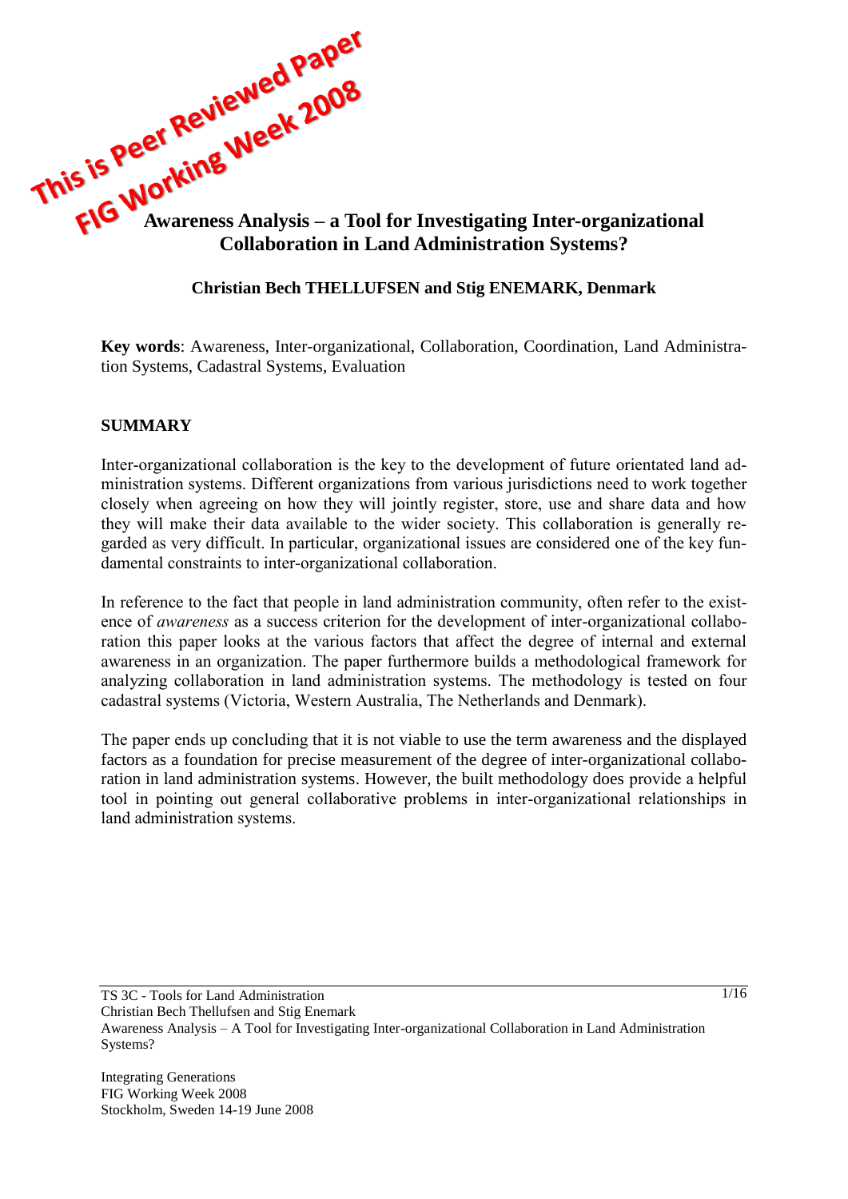This is Peer Reviewed Paper
FIG Working Week 2008

# Awareness Analysis – a Tool for Investigating Inter-organizational Collaboration in Land Administration Systems?

**Christian Bech THELLUFSEN and Stig ENEMARK, Denmark**

**Key words**: Awareness, Inter-organizational, Collaboration, Coordination, Land Administration Systems, Cadastral Systems, Evaluation

## SUMMARY

Inter-organizational collaboration is the key to the development of future orientated land administration systems. Different organizations from various jurisdictions need to work together closely when agreeing on how they will jointly register, store, use and share data and how they will make their data available to the wider society. This collaboration is generally regarded as very difficult. In particular, organizational issues are considered one of the key fundamental constraints to inter-organizational collaboration.

In reference to the fact that people in land administration community, often refer to the existence of *awareness* as a success criterion for the development of inter-organizational collaboration this paper looks at the various factors that affect the degree of internal and external awareness in an organization. The paper furthermore builds a methodological framework for analyzing collaboration in land administration systems. The methodology is tested on four cadastral systems (Victoria, Western Australia, The Netherlands and Denmark).

The paper ends up concluding that it is not viable to use the term awareness and the displayed factors as a foundation for precise measurement of the degree of inter-organizational collaboration in land administration systems. However, the built methodology does provide a helpful tool in pointing out general collaborative problems in inter-organizational relationships in land administration systems.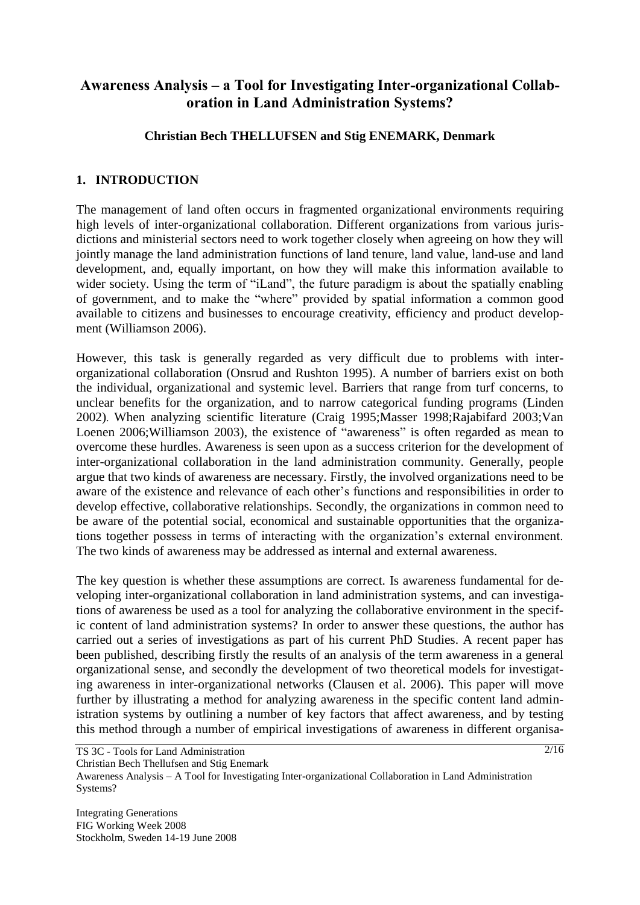# Awareness Analysis – a Tool for Investigating Inter-organizational Collaboration in Land Administration Systems?

**Christian Bech THELLUFSEN and Stig ENEMARK, Denmark**

## 1. INTRODUCTION

The management of land often occurs in fragmented organizational environments requiring high levels of inter-organizational collaboration. Different organizations from various jurisdictions and ministerial sectors need to work together closely when agreeing on how they will jointly manage the land administration functions of land tenure, land value, land-use and land development, and, equally important, on how they will make this information available to wider society. Using the term of "iLand", the future paradigm is about the spatially enabling of government, and to make the "where" provided by spatial information a common good available to citizens and businesses to encourage creativity, efficiency and product development (Williamson 2006).

However, this task is generally regarded as very difficult due to problems with inter-organizational collaboration (Onsrud and Rushton 1995). A number of barriers exist on both the individual, organizational and systemic level. Barriers that range from turf concerns, to unclear benefits for the organization, and to narrow categorical funding programs (Linden 2002). When analyzing scientific literature (Craig 1995;Masser 1998;Rajabifard 2003;Van Loenen 2006;Williamson 2003), the existence of "awareness" is often regarded as mean to overcome these hurdles. Awareness is seen upon as a success criterion for the development of inter-organizational collaboration in the land administration community. Generally, people argue that two kinds of awareness are necessary. Firstly, the involved organizations need to be aware of the existence and relevance of each other's functions and responsibilities in order to develop effective, collaborative relationships. Secondly, the organizations in common need to be aware of the potential social, economical and sustainable opportunities that the organizations together possess in terms of interacting with the organization's external environment. The two kinds of awareness may be addressed as internal and external awareness.

The key question is whether these assumptions are correct. Is awareness fundamental for developing inter-organizational collaboration in land administration systems, and can investigations of awareness be used as a tool for analyzing the collaborative environment in the specific content of land administration systems? In order to answer these questions, the author has carried out a series of investigations as part of his current PhD Studies. A recent paper has been published, describing firstly the results of an analysis of the term awareness in a general organizational sense, and secondly the development of two theoretical models for investigating awareness in inter-organizational networks (Clausen et al. 2006). This paper will move further by illustrating a method for analyzing awareness in the specific content land administration systems by outlining a number of key factors that affect awareness, and by testing this method through a number of empirical investigations of awareness in different organisa-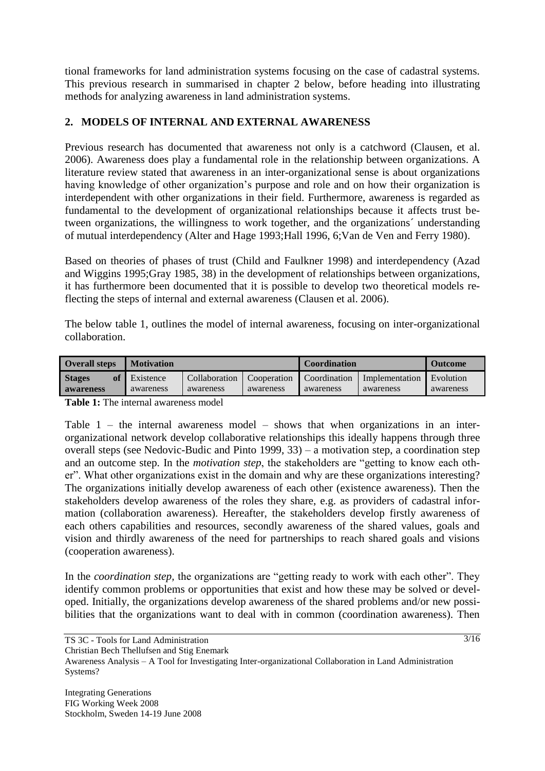tional frameworks for land administration systems focusing on the case of cadastral systems. This previous research in summarised in chapter 2 below, before heading into illustrating methods for analyzing awareness in land administration systems.

## 2. MODELS OF INTERNAL AND EXTERNAL AWARENESS

Previous research has documented that awareness not only is a catchword (Clausen, et al. 2006). Awareness does play a fundamental role in the relationship between organizations. A literature review stated that awareness in an inter-organizational sense is about organizations having knowledge of other organization's purpose and role and on how their organization is interdependent with other organizations in their field. Furthermore, awareness is regarded as fundamental to the development of organizational relationships because it affects trust between organizations, the willingness to work together, and the organizations´ understanding of mutual interdependency (Alter and Hage 1993;Hall 1996, 6;Van de Ven and Ferry 1980).

Based on theories of phases of trust (Child and Faulkner 1998) and interdependency (Azad and Wiggins 1995;Gray 1985, 38) in the development of relationships between organizations, it has furthermore been documented that it is possible to develop two theoretical models reflecting the steps of internal and external awareness (Clausen et al. 2006).

The below table 1, outlines the model of internal awareness, focusing on inter-organizational collaboration.

| **Overall steps** | **Motivation** | | | **Coordination** | | **Outcome** |
|---|---|---|---|---|---|---|
| **Stages of awareness** | Existence awareness | Collaboration awareness | Cooperation awareness | Coordination awareness | Implementation awareness | Evolution awareness |

**Table 1:** The internal awareness model

Table 1 – the internal awareness model – shows that when organizations in an inter-organizational network develop collaborative relationships this ideally happens through three overall steps (see Nedovic-Budic and Pinto 1999, 33) – a motivation step, a coordination step and an outcome step. In the *motivation step*, the stakeholders are "getting to know each other". What other organizations exist in the domain and why are these organizations interesting? The organizations initially develop awareness of each other (existence awareness). Then the stakeholders develop awareness of the roles they share, e.g. as providers of cadastral information (collaboration awareness). Hereafter, the stakeholders develop firstly awareness of each others capabilities and resources, secondly awareness of the shared values, goals and vision and thirdly awareness of the need for partnerships to reach shared goals and visions (cooperation awareness).

In the *coordination step,* the organizations are "getting ready to work with each other". They identify common problems or opportunities that exist and how these may be solved or developed. Initially, the organizations develop awareness of the shared problems and/or new possibilities that the organizations want to deal with in common (coordination awareness). Then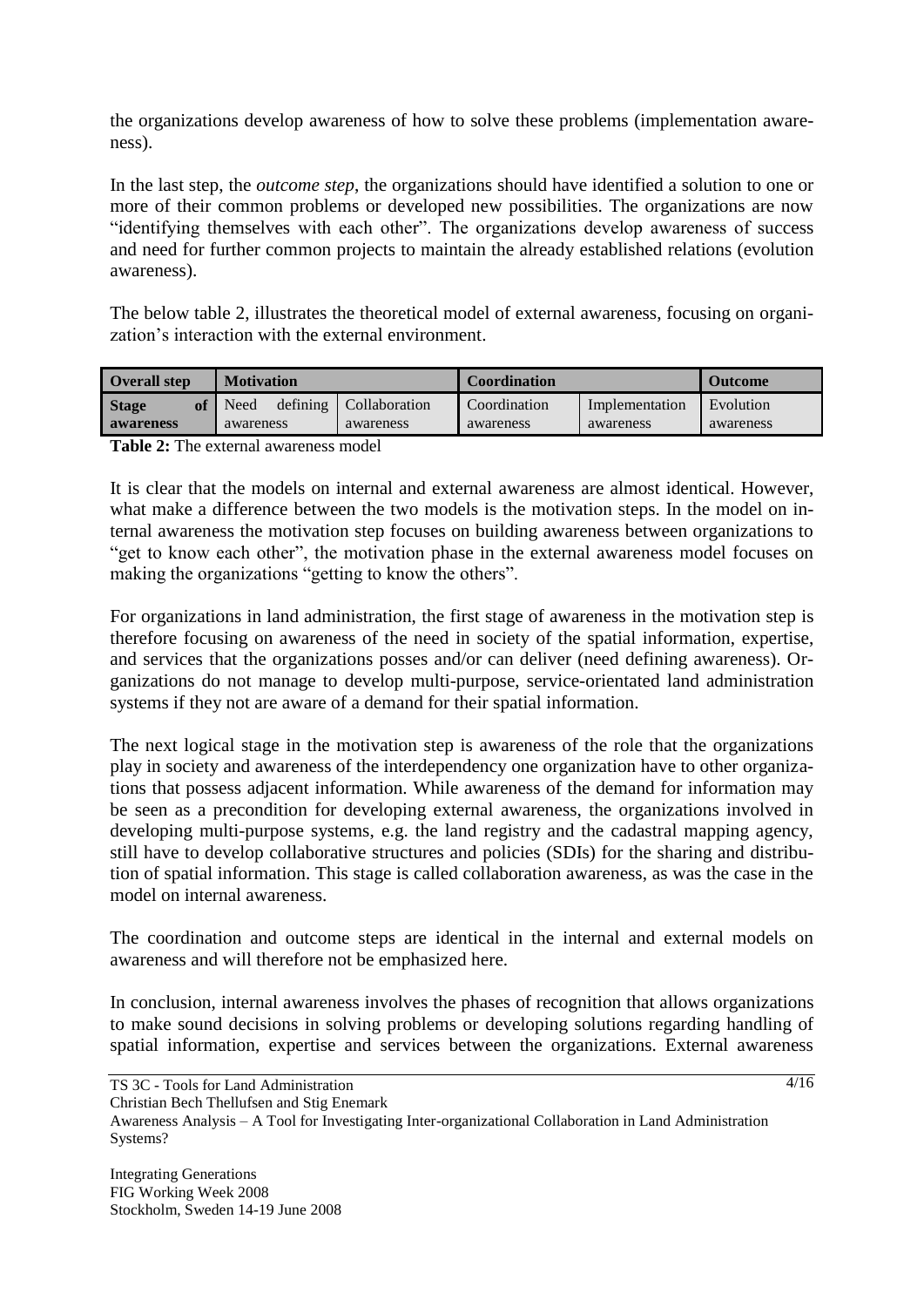the organizations develop awareness of how to solve these problems (implementation awareness).

In the last step, the *outcome step*, the organizations should have identified a solution to one or more of their common problems or developed new possibilities. The organizations are now "identifying themselves with each other". The organizations develop awareness of success and need for further common projects to maintain the already established relations (evolution awareness).

The below table 2, illustrates the theoretical model of external awareness, focusing on organization's interaction with the external environment.

| **Overall step** | **Motivation** | | **Coordination** | | **Outcome** |
|---|---|---|---|---|---|
| **Stage of awareness** | Need defining awareness | Collaboration awareness | Coordination awareness | Implementation awareness | Evolution awareness |

**Table 2:** The external awareness model

It is clear that the models on internal and external awareness are almost identical. However, what make a difference between the two models is the motivation steps. In the model on internal awareness the motivation step focuses on building awareness between organizations to "get to know each other", the motivation phase in the external awareness model focuses on making the organizations "getting to know the others".

For organizations in land administration, the first stage of awareness in the motivation step is therefore focusing on awareness of the need in society of the spatial information, expertise, and services that the organizations posses and/or can deliver (need defining awareness). Organizations do not manage to develop multi-purpose, service-orientated land administration systems if they not are aware of a demand for their spatial information.

The next logical stage in the motivation step is awareness of the role that the organizations play in society and awareness of the interdependency one organization have to other organizations that possess adjacent information. While awareness of the demand for information may be seen as a precondition for developing external awareness, the organizations involved in developing multi-purpose systems, e.g. the land registry and the cadastral mapping agency, still have to develop collaborative structures and policies (SDIs) for the sharing and distribution of spatial information. This stage is called collaboration awareness, as was the case in the model on internal awareness.

The coordination and outcome steps are identical in the internal and external models on awareness and will therefore not be emphasized here.

In conclusion, internal awareness involves the phases of recognition that allows organizations to make sound decisions in solving problems or developing solutions regarding handling of spatial information, expertise and services between the organizations. External awareness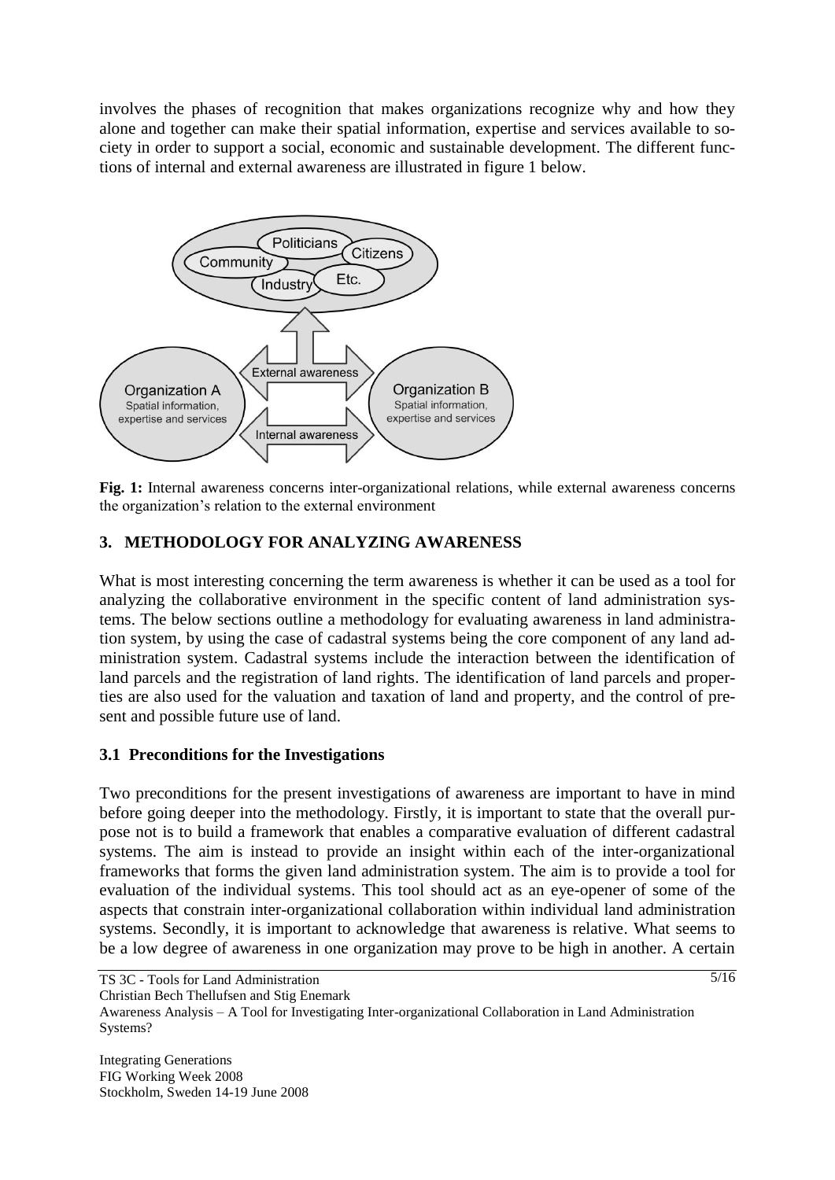involves the phases of recognition that makes organizations recognize why and how they alone and together can make their spatial information, expertise and services available to society in order to support a social, economic and sustainable development. The different functions of internal and external awareness are illustrated in figure 1 below.

**Fig. 1:** Internal awareness concerns inter-organizational relations, while external awareness concerns the organization's relation to the external environment

## 3. METHODOLOGY FOR ANALYZING AWARENESS

What is most interesting concerning the term awareness is whether it can be used as a tool for analyzing the collaborative environment in the specific content of land administration systems. The below sections outline a methodology for evaluating awareness in land administration system, by using the case of cadastral systems being the core component of any land administration system. Cadastral systems include the interaction between the identification of land parcels and the registration of land rights. The identification of land parcels and properties are also used for the valuation and taxation of land and property, and the control of present and possible future use of land.

### 3.1 Preconditions for the Investigations

Two preconditions for the present investigations of awareness are important to have in mind before going deeper into the methodology. Firstly, it is important to state that the overall purpose not is to build a framework that enables a comparative evaluation of different cadastral systems. The aim is instead to provide an insight within each of the inter-organizational frameworks that forms the given land administration system. The aim is to provide a tool for evaluation of the individual systems. This tool should act as an eye-opener of some of the aspects that constrain inter-organizational collaboration within individual land administration systems. Secondly, it is important to acknowledge that awareness is relative. What seems to be a low degree of awareness in one organization may prove to be high in another. A certain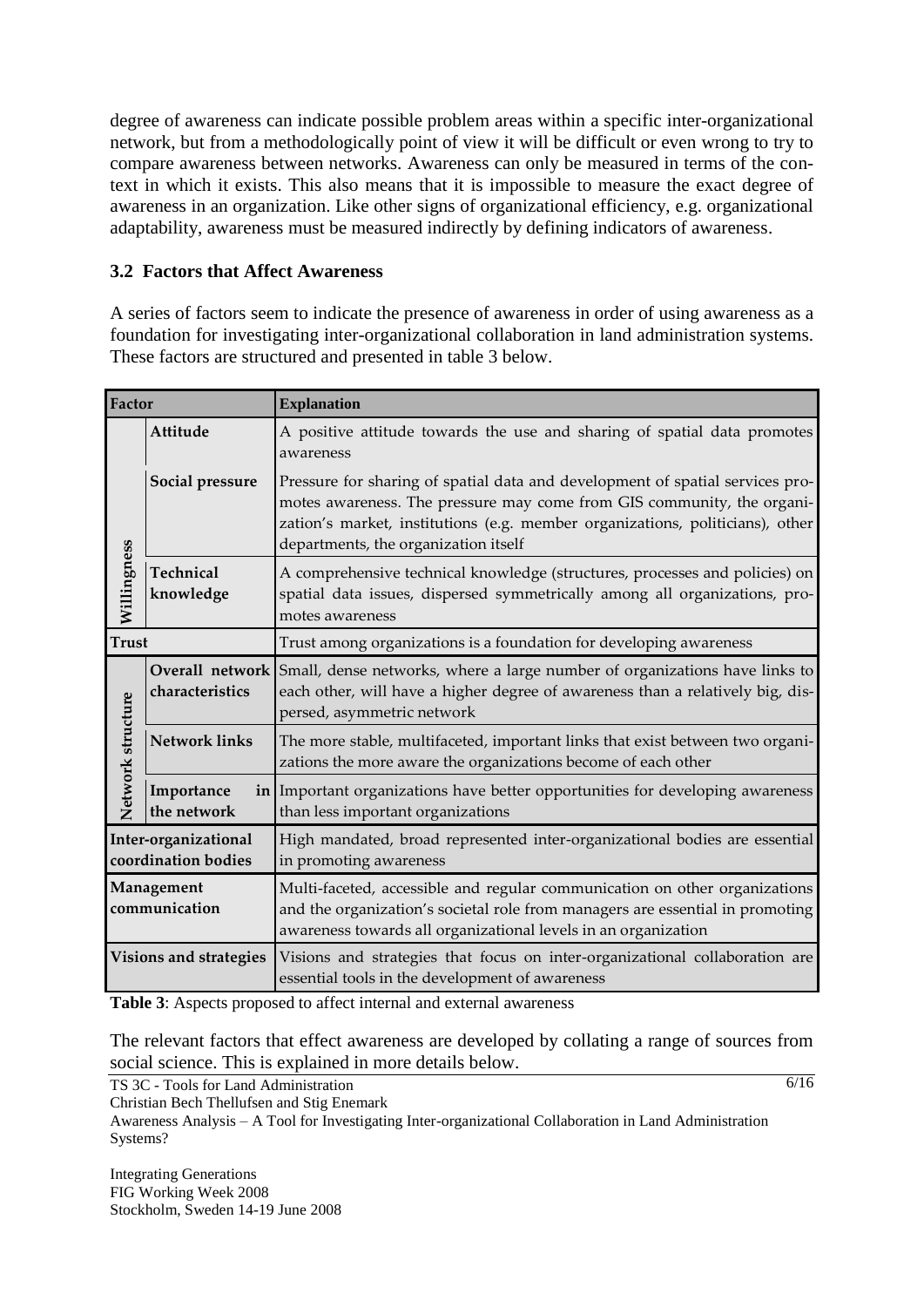degree of awareness can indicate possible problem areas within a specific inter-organizational network, but from a methodologically point of view it will be difficult or even wrong to try to compare awareness between networks. Awareness can only be measured in terms of the context in which it exists. This also means that it is impossible to measure the exact degree of awareness in an organization. Like other signs of organizational efficiency, e.g. organizational adaptability, awareness must be measured indirectly by defining indicators of awareness.

### 3.2 Factors that Affect Awareness

A series of factors seem to indicate the presence of awareness in order of using awareness as a foundation for investigating inter-organizational collaboration in land administration systems. These factors are structured and presented in table 3 below.

| Factor | | Explanation |
|---|---|---|
| Willingness | **Attitude** | A positive attitude towards the use and sharing of spatial data promotes awareness |
| | **Social pressure** | Pressure for sharing of spatial data and development of spatial services promotes awareness. The pressure may come from GIS community, the organization's market, institutions (e.g. member organizations, politicians), other departments, the organization itself |
| | **Technical knowledge** | A comprehensive technical knowledge (structures, processes and policies) on spatial data issues, dispersed symmetrically among all organizations, promotes awareness |
| **Trust** | | Trust among organizations is a foundation for developing awareness |
| Network structure | **Overall network characteristics** | Small, dense networks, where a large number of organizations have links to each other, will have a higher degree of awareness than a relatively big, dispersed, asymmetric network |
| | **Network links** | The more stable, multifaceted, important links that exist between two organizations the more aware the organizations become of each other |
| | **Importance in the network** | Important organizations have better opportunities for developing awareness than less important organizations |
| **Inter-organizational coordination bodies** | | High mandated, broad represented inter-organizational bodies are essential in promoting awareness |
| **Management communication** | | Multi-faceted, accessible and regular communication on other organizations and the organization's societal role from managers are essential in promoting awareness towards all organizational levels in an organization |
| **Visions and strategies** | | Visions and strategies that focus on inter-organizational collaboration are essential tools in the development of awareness |

**Table 3**: Aspects proposed to affect internal and external awareness

The relevant factors that effect awareness are developed by collating a range of sources from social science. This is explained in more details below.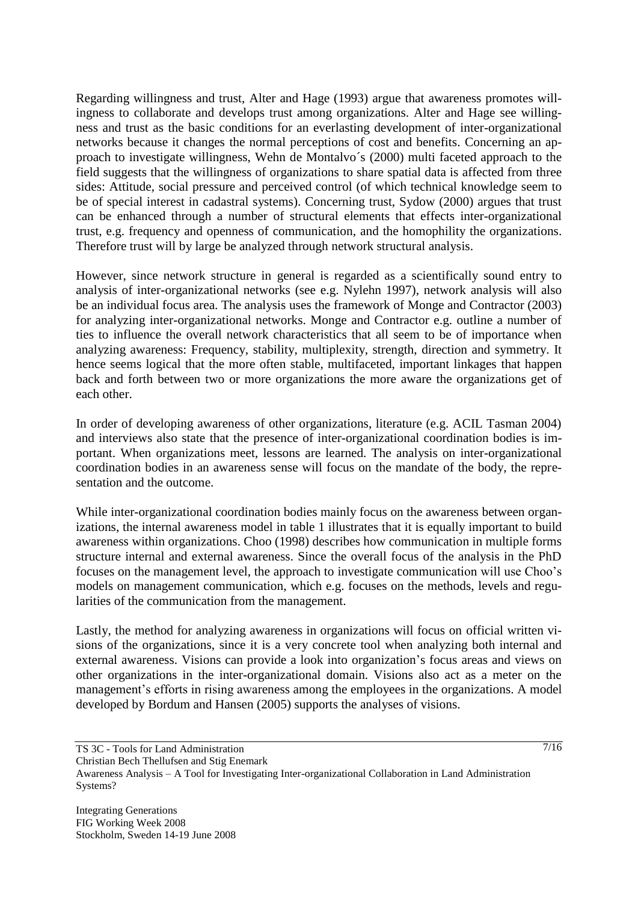Regarding willingness and trust, Alter and Hage (1993) argue that awareness promotes willingness to collaborate and develops trust among organizations. Alter and Hage see willingness and trust as the basic conditions for an everlasting development of inter-organizational networks because it changes the normal perceptions of cost and benefits. Concerning an approach to investigate willingness, Wehn de Montalvo´s (2000) multi faceted approach to the field suggests that the willingness of organizations to share spatial data is affected from three sides: Attitude, social pressure and perceived control (of which technical knowledge seem to be of special interest in cadastral systems). Concerning trust, Sydow (2000) argues that trust can be enhanced through a number of structural elements that effects inter-organizational trust, e.g. frequency and openness of communication, and the homophility the organizations. Therefore trust will by large be analyzed through network structural analysis.

However, since network structure in general is regarded as a scientifically sound entry to analysis of inter-organizational networks (see e.g. Nylehn 1997), network analysis will also be an individual focus area. The analysis uses the framework of Monge and Contractor (2003) for analyzing inter-organizational networks. Monge and Contractor e.g. outline a number of ties to influence the overall network characteristics that all seem to be of importance when analyzing awareness: Frequency, stability, multiplexity, strength, direction and symmetry. It hence seems logical that the more often stable, multifaceted, important linkages that happen back and forth between two or more organizations the more aware the organizations get of each other.

In order of developing awareness of other organizations, literature (e.g. ACIL Tasman 2004) and interviews also state that the presence of inter-organizational coordination bodies is important. When organizations meet, lessons are learned. The analysis on inter-organizational coordination bodies in an awareness sense will focus on the mandate of the body, the representation and the outcome.

While inter-organizational coordination bodies mainly focus on the awareness between organizations, the internal awareness model in table 1 illustrates that it is equally important to build awareness within organizations. Choo (1998) describes how communication in multiple forms structure internal and external awareness. Since the overall focus of the analysis in the PhD focuses on the management level, the approach to investigate communication will use Choo's models on management communication, which e.g. focuses on the methods, levels and regularities of the communication from the management.

Lastly, the method for analyzing awareness in organizations will focus on official written visions of the organizations, since it is a very concrete tool when analyzing both internal and external awareness. Visions can provide a look into organization's focus areas and views on other organizations in the inter-organizational domain. Visions also act as a meter on the management's efforts in rising awareness among the employees in the organizations. A model developed by Bordum and Hansen (2005) supports the analyses of visions.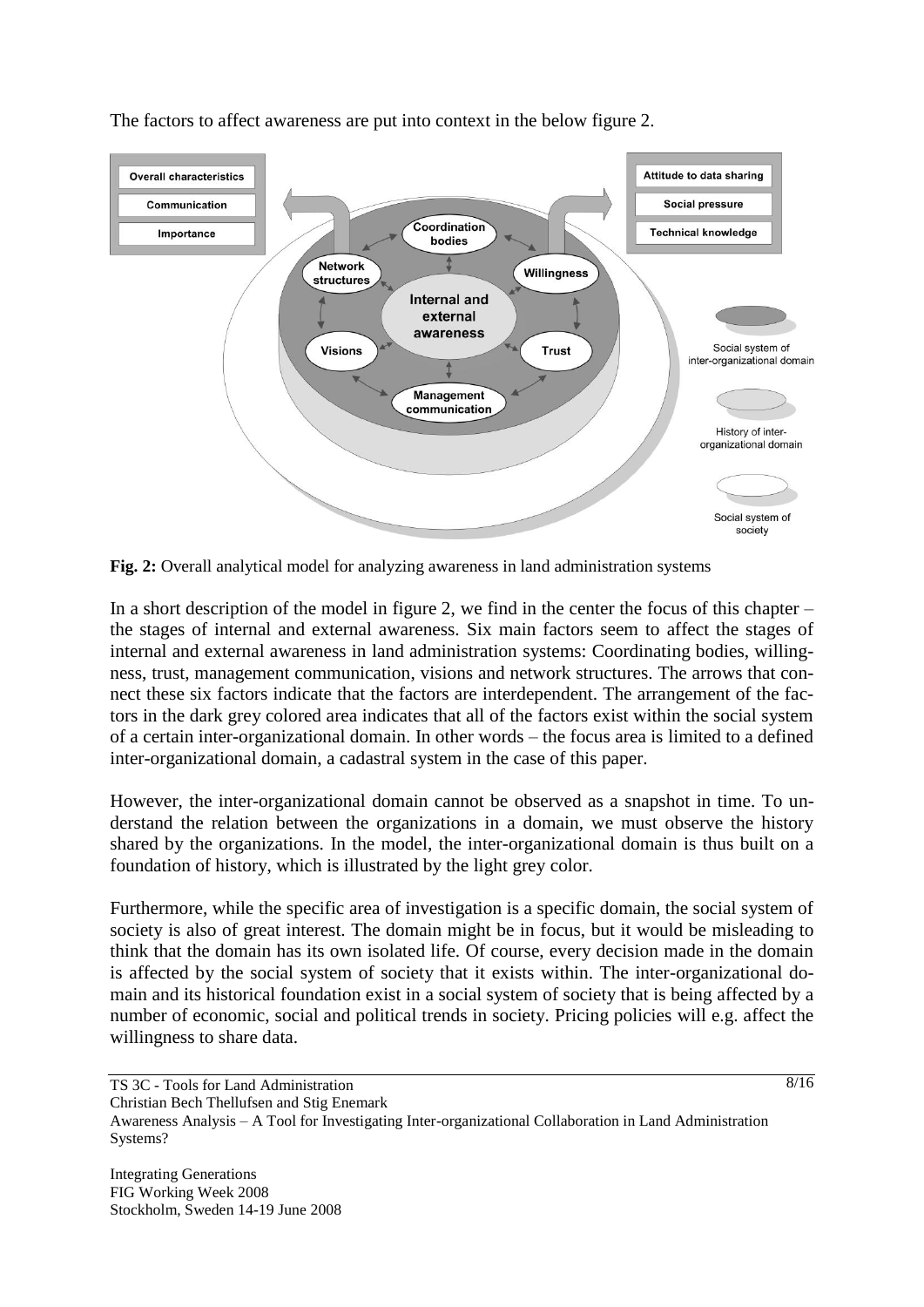The factors to affect awareness are put into context in the below figure 2.

**Fig. 2:** Overall analytical model for analyzing awareness in land administration systems

In a short description of the model in figure 2, we find in the center the focus of this chapter – the stages of internal and external awareness. Six main factors seem to affect the stages of internal and external awareness in land administration systems: Coordinating bodies, willingness, trust, management communication, visions and network structures. The arrows that connect these six factors indicate that the factors are interdependent. The arrangement of the factors in the dark grey colored area indicates that all of the factors exist within the social system of a certain inter-organizational domain. In other words – the focus area is limited to a defined inter-organizational domain, a cadastral system in the case of this paper.

However, the inter-organizational domain cannot be observed as a snapshot in time. To understand the relation between the organizations in a domain, we must observe the history shared by the organizations. In the model, the inter-organizational domain is thus built on a foundation of history, which is illustrated by the light grey color.

Furthermore, while the specific area of investigation is a specific domain, the social system of society is also of great interest. The domain might be in focus, but it would be misleading to think that the domain has its own isolated life. Of course, every decision made in the domain is affected by the social system of society that it exists within. The inter-organizational domain and its historical foundation exist in a social system of society that is being affected by a number of economic, social and political trends in society. Pricing policies will e.g. affect the willingness to share data.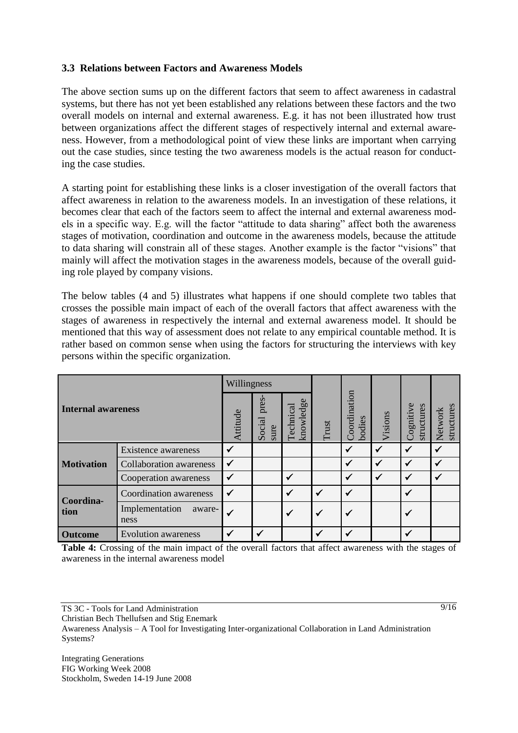### 3.3 Relations between Factors and Awareness Models

The above section sums up on the different factors that seem to affect awareness in cadastral systems, but there has not yet been established any relations between these factors and the two overall models on internal and external awareness. E.g. it has not been illustrated how trust between organizations affect the different stages of respectively internal and external awareness. However, from a methodological point of view these links are important when carrying out the case studies, since testing the two awareness models is the actual reason for conducting the case studies.

A starting point for establishing these links is a closer investigation of the overall factors that affect awareness in relation to the awareness models. In an investigation of these relations, it becomes clear that each of the factors seem to affect the internal and external awareness models in a specific way. E.g. will the factor "attitude to data sharing" affect both the awareness stages of motivation, coordination and outcome in the awareness models, because the attitude to data sharing will constrain all of these stages. Another example is the factor "visions" that mainly will affect the motivation stages in the awareness models, because of the overall guiding role played by company visions.

The below tables (4 and 5) illustrates what happens if one should complete two tables that crosses the possible main impact of each of the overall factors that affect awareness with the stages of awareness in respectively the internal and external awareness model. It should be mentioned that this way of assessment does not relate to any empirical countable method. It is rather based on common sense when using the factors for structuring the interviews with key persons within the specific organization.

| Internal awareness | | Willingness | | | Trust | Coordination bodies | Visions | Cognitive structures | Network structures |
|---|---|---|---|---|---|---|---|---|---|
| | | Attitude | Social pressure | Technical knowledge | | | | | |
| **Motivation** | Existence awareness | ✓ | | | | ✓ | ✓ | ✓ | ✓ |
| | Collaboration awareness | ✓ | | | | ✓ | ✓ | ✓ | ✓ |
| | Cooperation awareness | ✓ | | ✓ | | ✓ | ✓ | ✓ | ✓ |
| **Coordination** | Coordination awareness | ✓ | | ✓ | ✓ | ✓ | | ✓ | |
| | Implementation awareness | ✓ | | ✓ | ✓ | ✓ | | ✓ | |
| **Outcome** | Evolution awareness | ✓ | ✓ | | ✓ | ✓ | | ✓ | |

**Table 4:** Crossing of the main impact of the overall factors that affect awareness with the stages of awareness in the internal awareness model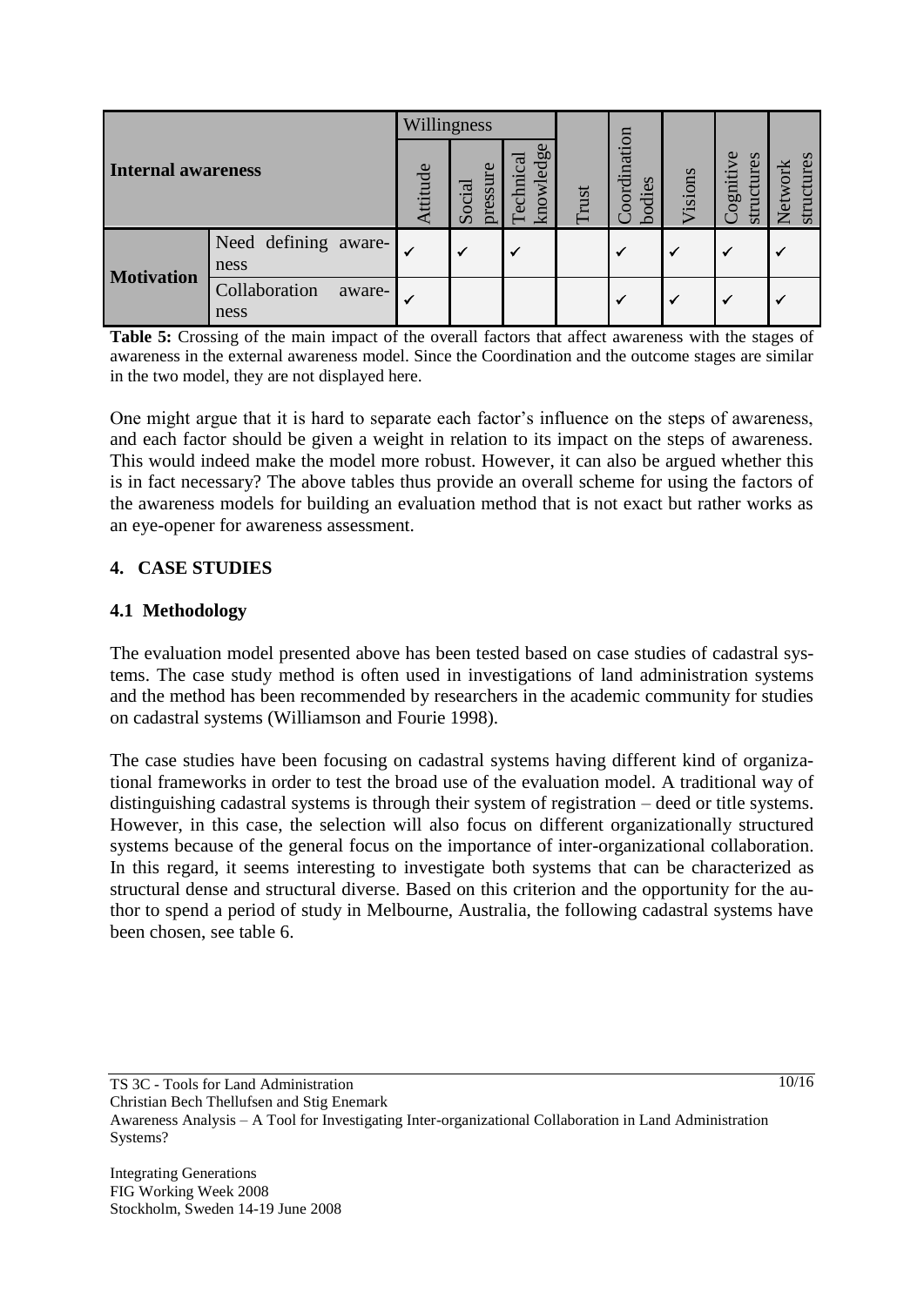| Internal awareness | | Willingness | | | Trust | Coordination bodies | Visions | Cognitive structures | Network structures |
|---|---|---|---|---|---|---|---|---|---|
| | | Attitude | Social pressure | Technical knowledge | | | | | |
| Motivation | Need defining awareness | ✓ | ✓ | ✓ | | ✓ | ✓ | ✓ | ✓ |
| | Collaboration awareness | ✓ | | | | ✓ | ✓ | ✓ | ✓ |

**Table 5:** Crossing of the main impact of the overall factors that affect awareness with the stages of awareness in the external awareness model. Since the Coordination and the outcome stages are similar in the two model, they are not displayed here.

One might argue that it is hard to separate each factor's influence on the steps of awareness, and each factor should be given a weight in relation to its impact on the steps of awareness. This would indeed make the model more robust. However, it can also be argued whether this is in fact necessary? The above tables thus provide an overall scheme for using the factors of the awareness models for building an evaluation method that is not exact but rather works as an eye-opener for awareness assessment.

## 4. CASE STUDIES

### 4.1 Methodology

The evaluation model presented above has been tested based on case studies of cadastral systems. The case study method is often used in investigations of land administration systems and the method has been recommended by researchers in the academic community for studies on cadastral systems (Williamson and Fourie 1998).

The case studies have been focusing on cadastral systems having different kind of organizational frameworks in order to test the broad use of the evaluation model. A traditional way of distinguishing cadastral systems is through their system of registration – deed or title systems. However, in this case, the selection will also focus on different organizationally structured systems because of the general focus on the importance of inter-organizational collaboration. In this regard, it seems interesting to investigate both systems that can be characterized as structural dense and structural diverse. Based on this criterion and the opportunity for the author to spend a period of study in Melbourne, Australia, the following cadastral systems have been chosen, see table 6.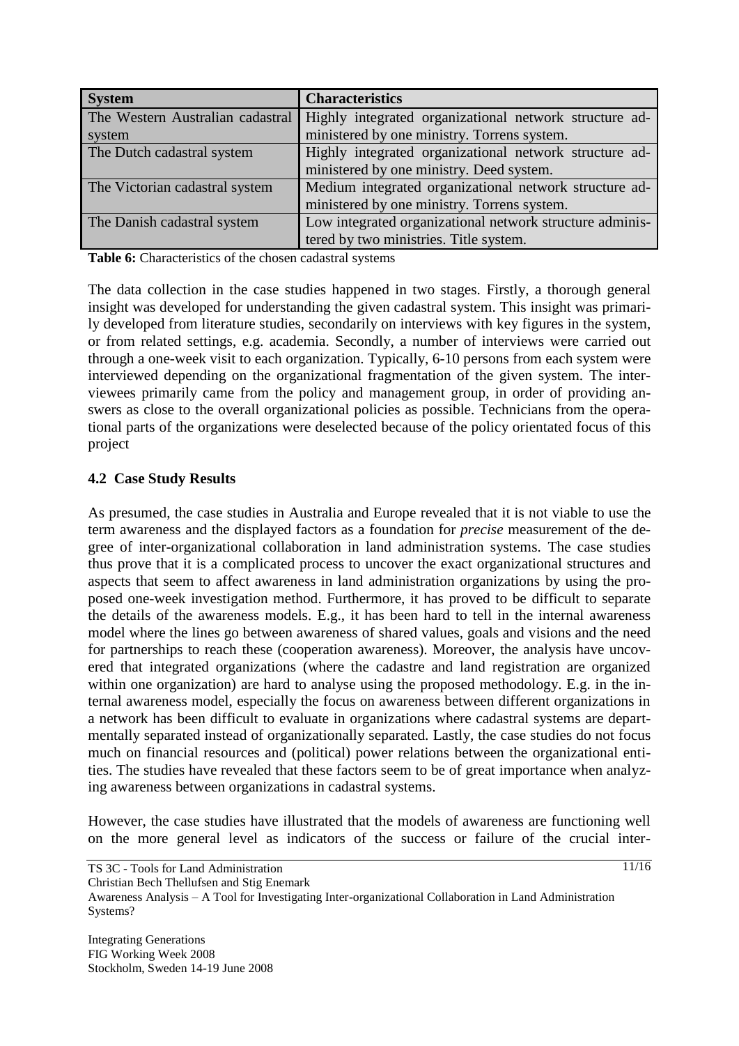| System | Characteristics |
| --- | --- |
| The Western Australian cadastral system | Highly integrated organizational network structure administered by one ministry. Torrens system. |
| The Dutch cadastral system | Highly integrated organizational network structure administered by one ministry. Deed system. |
| The Victorian cadastral system | Medium integrated organizational network structure administered by one ministry. Torrens system. |
| The Danish cadastral system | Low integrated organizational network structure administered by two ministries. Title system. |

**Table 6:** Characteristics of the chosen cadastral systems

The data collection in the case studies happened in two stages. Firstly, a thorough general insight was developed for understanding the given cadastral system. This insight was primarily developed from literature studies, secondarily on interviews with key figures in the system, or from related settings, e.g. academia. Secondly, a number of interviews were carried out through a one-week visit to each organization. Typically, 6-10 persons from each system were interviewed depending on the organizational fragmentation of the given system. The interviewees primarily came from the policy and management group, in order of providing answers as close to the overall organizational policies as possible. Technicians from the operational parts of the organizations were deselected because of the policy orientated focus of this project

### 4.2 Case Study Results

As presumed, the case studies in Australia and Europe revealed that it is not viable to use the term awareness and the displayed factors as a foundation for *precise* measurement of the degree of inter-organizational collaboration in land administration systems. The case studies thus prove that it is a complicated process to uncover the exact organizational structures and aspects that seem to affect awareness in land administration organizations by using the proposed one-week investigation method. Furthermore, it has proved to be difficult to separate the details of the awareness models. E.g., it has been hard to tell in the internal awareness model where the lines go between awareness of shared values, goals and visions and the need for partnerships to reach these (cooperation awareness). Moreover, the analysis have uncovered that integrated organizations (where the cadastre and land registration are organized within one organization) are hard to analyse using the proposed methodology. E.g. in the internal awareness model, especially the focus on awareness between different organizations in a network has been difficult to evaluate in organizations where cadastral systems are departmentally separated instead of organizationally separated. Lastly, the case studies do not focus much on financial resources and (political) power relations between the organizational entities. The studies have revealed that these factors seem to be of great importance when analyzing awareness between organizations in cadastral systems.

However, the case studies have illustrated that the models of awareness are functioning well on the more general level as indicators of the success or failure of the crucial inter-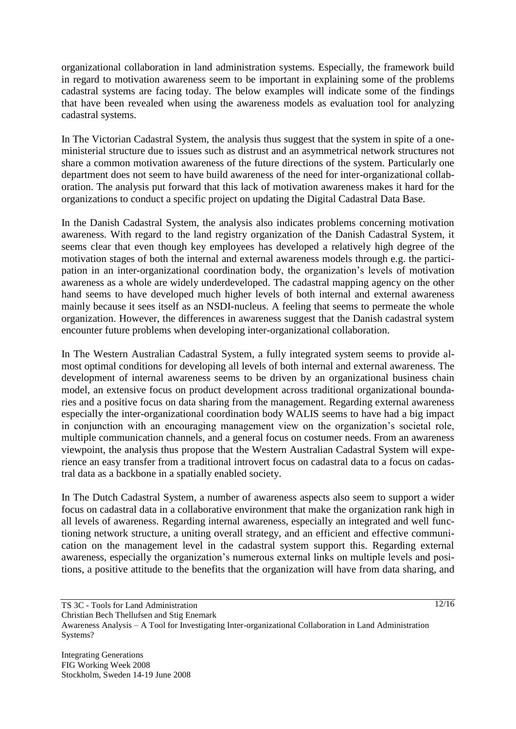organizational collaboration in land administration systems. Especially, the framework build in regard to motivation awareness seem to be important in explaining some of the problems cadastral systems are facing today. The below examples will indicate some of the findings that have been revealed when using the awareness models as evaluation tool for analyzing cadastral systems.

In The Victorian Cadastral System, the analysis thus suggest that the system in spite of a one-ministerial structure due to issues such as distrust and an asymmetrical network structures not share a common motivation awareness of the future directions of the system. Particularly one department does not seem to have build awareness of the need for inter-organizational collaboration. The analysis put forward that this lack of motivation awareness makes it hard for the organizations to conduct a specific project on updating the Digital Cadastral Data Base.

In the Danish Cadastral System, the analysis also indicates problems concerning motivation awareness. With regard to the land registry organization of the Danish Cadastral System, it seems clear that even though key employees has developed a relatively high degree of the motivation stages of both the internal and external awareness models through e.g. the participation in an inter-organizational coordination body, the organization's levels of motivation awareness as a whole are widely underdeveloped. The cadastral mapping agency on the other hand seems to have developed much higher levels of both internal and external awareness mainly because it sees itself as an NSDI-nucleus. A feeling that seems to permeate the whole organization. However, the differences in awareness suggest that the Danish cadastral system encounter future problems when developing inter-organizational collaboration.

In The Western Australian Cadastral System, a fully integrated system seems to provide almost optimal conditions for developing all levels of both internal and external awareness. The development of internal awareness seems to be driven by an organizational business chain model, an extensive focus on product development across traditional organizational boundaries and a positive focus on data sharing from the management. Regarding external awareness especially the inter-organizational coordination body WALIS seems to have had a big impact in conjunction with an encouraging management view on the organization's societal role, multiple communication channels, and a general focus on costumer needs. From an awareness viewpoint, the analysis thus propose that the Western Australian Cadastral System will experience an easy transfer from a traditional introvert focus on cadastral data to a focus on cadastral data as a backbone in a spatially enabled society.

In The Dutch Cadastral System, a number of awareness aspects also seem to support a wider focus on cadastral data in a collaborative environment that make the organization rank high in all levels of awareness. Regarding internal awareness, especially an integrated and well functioning network structure, a uniting overall strategy, and an efficient and effective communication on the management level in the cadastral system support this. Regarding external awareness, especially the organization's numerous external links on multiple levels and positions, a positive attitude to the benefits that the organization will have from data sharing, and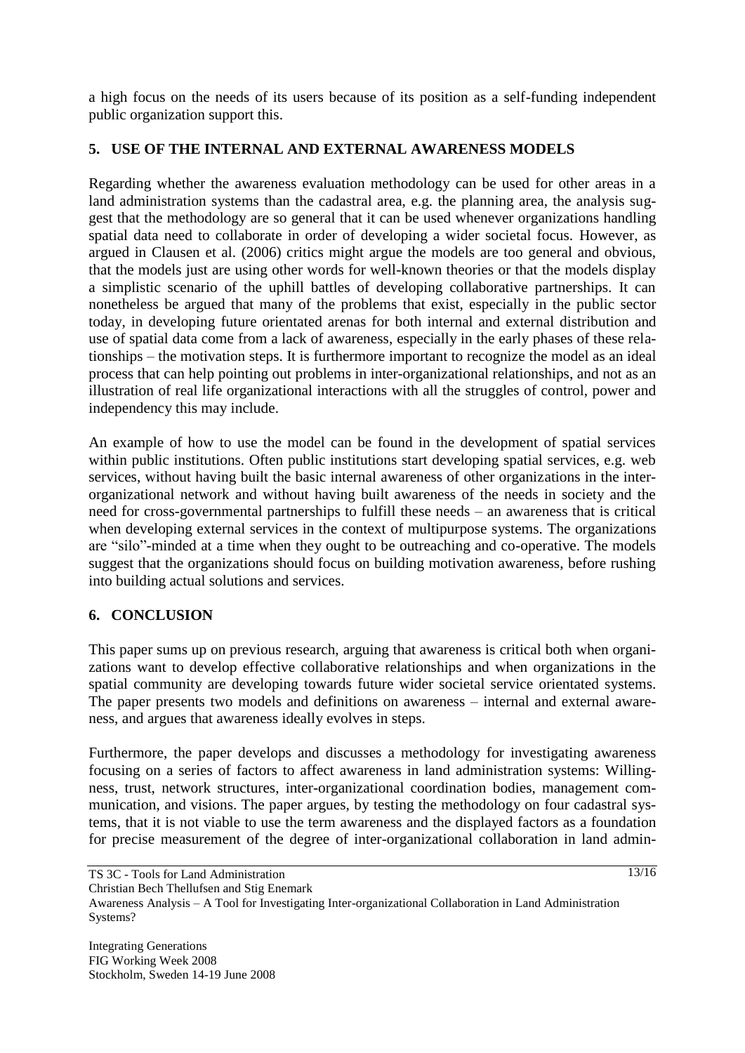a high focus on the needs of its users because of its position as a self-funding independent public organization support this.

## 5. USE OF THE INTERNAL AND EXTERNAL AWARENESS MODELS

Regarding whether the awareness evaluation methodology can be used for other areas in a land administration systems than the cadastral area, e.g. the planning area, the analysis suggest that the methodology are so general that it can be used whenever organizations handling spatial data need to collaborate in order of developing a wider societal focus. However, as argued in Clausen et al. (2006) critics might argue the models are too general and obvious, that the models just are using other words for well-known theories or that the models display a simplistic scenario of the uphill battles of developing collaborative partnerships. It can nonetheless be argued that many of the problems that exist, especially in the public sector today, in developing future orientated arenas for both internal and external distribution and use of spatial data come from a lack of awareness, especially in the early phases of these relationships – the motivation steps. It is furthermore important to recognize the model as an ideal process that can help pointing out problems in inter-organizational relationships, and not as an illustration of real life organizational interactions with all the struggles of control, power and independency this may include.

An example of how to use the model can be found in the development of spatial services within public institutions. Often public institutions start developing spatial services, e.g. web services, without having built the basic internal awareness of other organizations in the inter-organizational network and without having built awareness of the needs in society and the need for cross-governmental partnerships to fulfill these needs – an awareness that is critical when developing external services in the context of multipurpose systems. The organizations are "silo"-minded at a time when they ought to be outreaching and co-operative. The models suggest that the organizations should focus on building motivation awareness, before rushing into building actual solutions and services.

## 6. CONCLUSION

This paper sums up on previous research, arguing that awareness is critical both when organizations want to develop effective collaborative relationships and when organizations in the spatial community are developing towards future wider societal service orientated systems. The paper presents two models and definitions on awareness – internal and external awareness, and argues that awareness ideally evolves in steps.

Furthermore, the paper develops and discusses a methodology for investigating awareness focusing on a series of factors to affect awareness in land administration systems: Willingness, trust, network structures, inter-organizational coordination bodies, management communication, and visions. The paper argues, by testing the methodology on four cadastral systems, that it is not viable to use the term awareness and the displayed factors as a foundation for precise measurement of the degree of inter-organizational collaboration in land admin-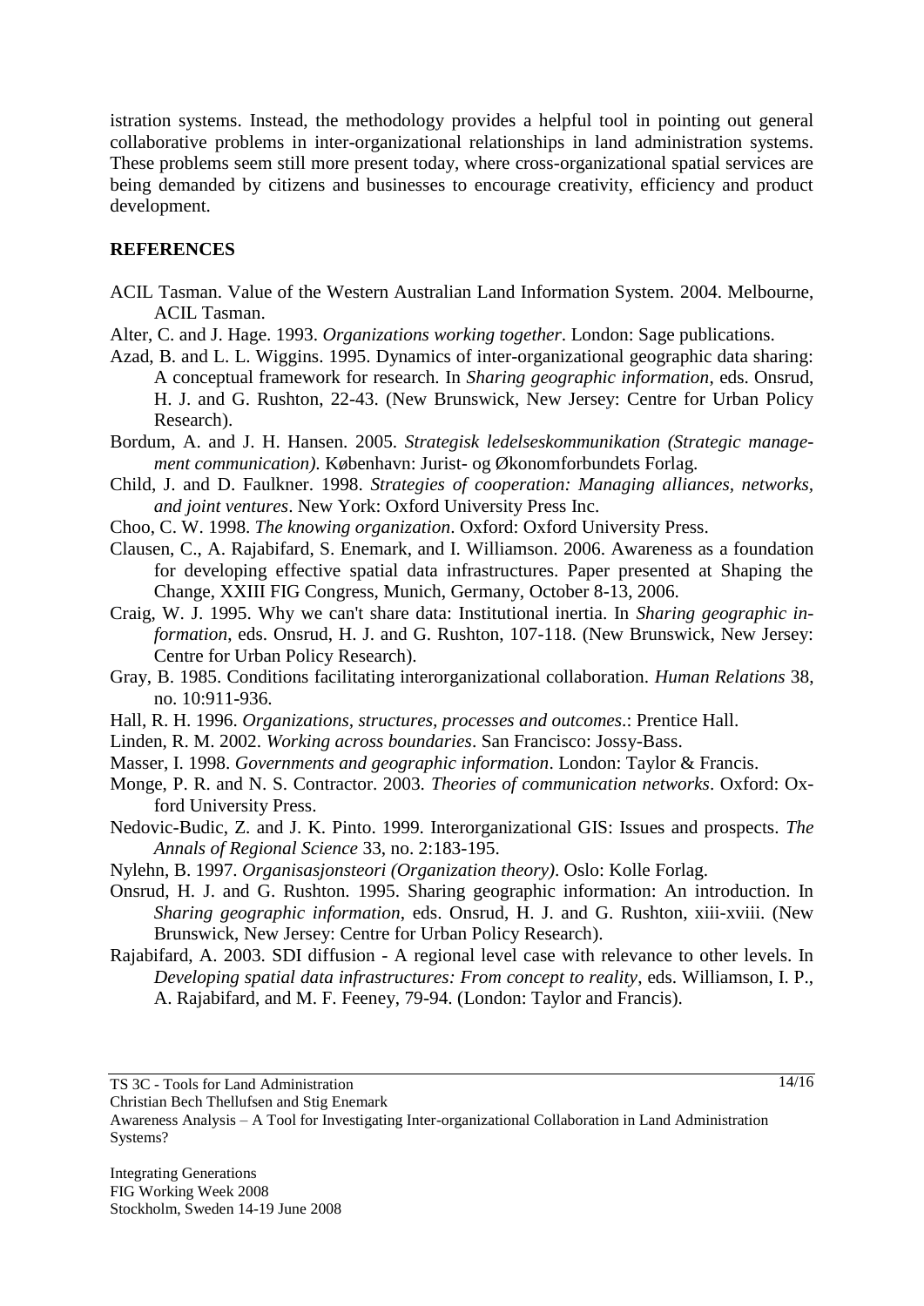istration systems. Instead, the methodology provides a helpful tool in pointing out general collaborative problems in inter-organizational relationships in land administration systems. These problems seem still more present today, where cross-organizational spatial services are being demanded by citizens and businesses to encourage creativity, efficiency and product development.

## REFERENCES

ACIL Tasman. Value of the Western Australian Land Information System. 2004. Melbourne, ACIL Tasman.

Alter, C. and J. Hage. 1993. *Organizations working together*. London: Sage publications.

Azad, B. and L. L. Wiggins. 1995. Dynamics of inter-organizational geographic data sharing: A conceptual framework for research. In *Sharing geographic information*, eds. Onsrud, H. J. and G. Rushton, 22-43. (New Brunswick, New Jersey: Centre for Urban Policy Research).

Bordum, A. and J. H. Hansen. 2005. *Strategisk ledelseskommunikation (Strategic management communication)*. København: Jurist- og Økonomforbundets Forlag.

Child, J. and D. Faulkner. 1998. *Strategies of cooperation: Managing alliances, networks, and joint ventures*. New York: Oxford University Press Inc.

Choo, C. W. 1998. *The knowing organization*. Oxford: Oxford University Press.

Clausen, C., A. Rajabifard, S. Enemark, and I. Williamson. 2006. Awareness as a foundation for developing effective spatial data infrastructures. Paper presented at Shaping the Change, XXIII FIG Congress, Munich, Germany, October 8-13, 2006.

Craig, W. J. 1995. Why we can't share data: Institutional inertia. In *Sharing geographic information*, eds. Onsrud, H. J. and G. Rushton, 107-118. (New Brunswick, New Jersey: Centre for Urban Policy Research).

Gray, B. 1985. Conditions facilitating interorganizational collaboration. *Human Relations* 38, no. 10:911-936.

Hall, R. H. 1996. *Organizations, structures, processes and outcomes*.: Prentice Hall.

Linden, R. M. 2002. *Working across boundaries*. San Francisco: Jossy-Bass.

Masser, I. 1998. *Governments and geographic information*. London: Taylor & Francis.

Monge, P. R. and N. S. Contractor. 2003. *Theories of communication networks*. Oxford: Oxford University Press.

Nedovic-Budic, Z. and J. K. Pinto. 1999. Interorganizational GIS: Issues and prospects. *The Annals of Regional Science* 33, no. 2:183-195.

Nylehn, B. 1997. *Organisasjonsteori (Organization theory)*. Oslo: Kolle Forlag.

Onsrud, H. J. and G. Rushton. 1995. Sharing geographic information: An introduction. In *Sharing geographic information*, eds. Onsrud, H. J. and G. Rushton, xiii-xviii. (New Brunswick, New Jersey: Centre for Urban Policy Research).

Rajabifard, A. 2003. SDI diffusion - A regional level case with relevance to other levels. In *Developing spatial data infrastructures: From concept to reality*, eds. Williamson, I. P., A. Rajabifard, and M. F. Feeney, 79-94. (London: Taylor and Francis).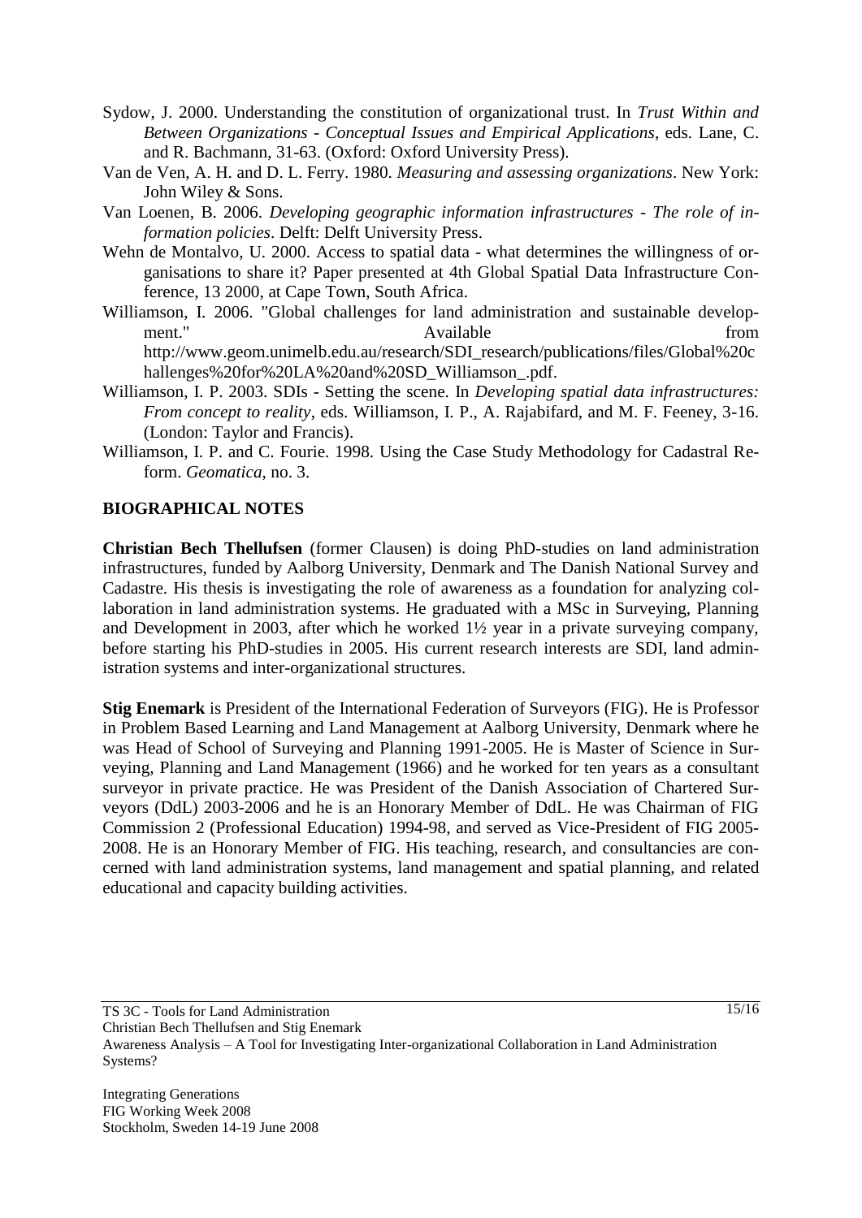Sydow, J. 2000. Understanding the constitution of organizational trust. In *Trust Within and Between Organizations - Conceptual Issues and Empirical Applications*, eds. Lane, C. and R. Bachmann, 31-63. (Oxford: Oxford University Press).

Van de Ven, A. H. and D. L. Ferry. 1980. *Measuring and assessing organizations*. New York: John Wiley & Sons.

Van Loenen, B. 2006. *Developing geographic information infrastructures - The role of information policies*. Delft: Delft University Press.

Wehn de Montalvo, U. 2000. Access to spatial data - what determines the willingness of organisations to share it? Paper presented at 4th Global Spatial Data Infrastructure Conference, 13 2000, at Cape Town, South Africa.

Williamson, I. 2006. "Global challenges for land administration and sustainable development." Available from http://www.geom.unimelb.edu.au/research/SDI_research/publications/files/Global%20challenges%20for%20LA%20and%20SD_Williamson_.pdf.

Williamson, I. P. 2003. SDIs - Setting the scene. In *Developing spatial data infrastructures: From concept to reality*, eds. Williamson, I. P., A. Rajabifard, and M. F. Feeney, 3-16. (London: Taylor and Francis).

Williamson, I. P. and C. Fourie. 1998. Using the Case Study Methodology for Cadastral Reform. *Geomatica*, no. 3.

## BIOGRAPHICAL NOTES

**Christian Bech Thellufsen** (former Clausen) is doing PhD-studies on land administration infrastructures, funded by Aalborg University, Denmark and The Danish National Survey and Cadastre. His thesis is investigating the role of awareness as a foundation for analyzing collaboration in land administration systems. He graduated with a MSc in Surveying, Planning and Development in 2003, after which he worked 1½ year in a private surveying company, before starting his PhD-studies in 2005. His current research interests are SDI, land administration systems and inter-organizational structures.

**Stig Enemark** is President of the International Federation of Surveyors (FIG). He is Professor in Problem Based Learning and Land Management at Aalborg University, Denmark where he was Head of School of Surveying and Planning 1991-2005. He is Master of Science in Surveying, Planning and Land Management (1966) and he worked for ten years as a consultant surveyor in private practice. He was President of the Danish Association of Chartered Surveyors (DdL) 2003-2006 and he is an Honorary Member of DdL. He was Chairman of FIG Commission 2 (Professional Education) 1994-98, and served as Vice-President of FIG 2005-2008. He is an Honorary Member of FIG. His teaching, research, and consultancies are concerned with land administration systems, land management and spatial planning, and related educational and capacity building activities.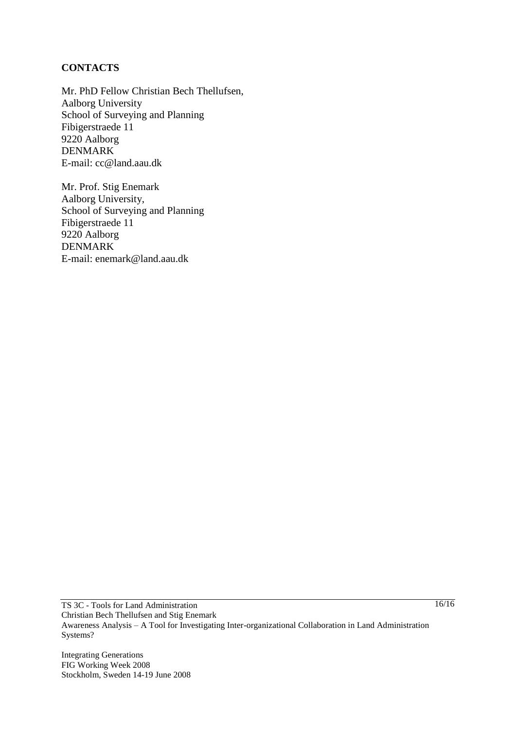**CONTACTS**

Mr. PhD Fellow Christian Bech Thellufsen,
Aalborg University
School of Surveying and Planning
Fibigerstraede 11
9220 Aalborg
DENMARK
E-mail: cc@land.aau.dk

Mr. Prof. Stig Enemark
Aalborg University,
School of Surveying and Planning
Fibigerstraede 11
9220 Aalborg
DENMARK
E-mail: enemark@land.aau.dk